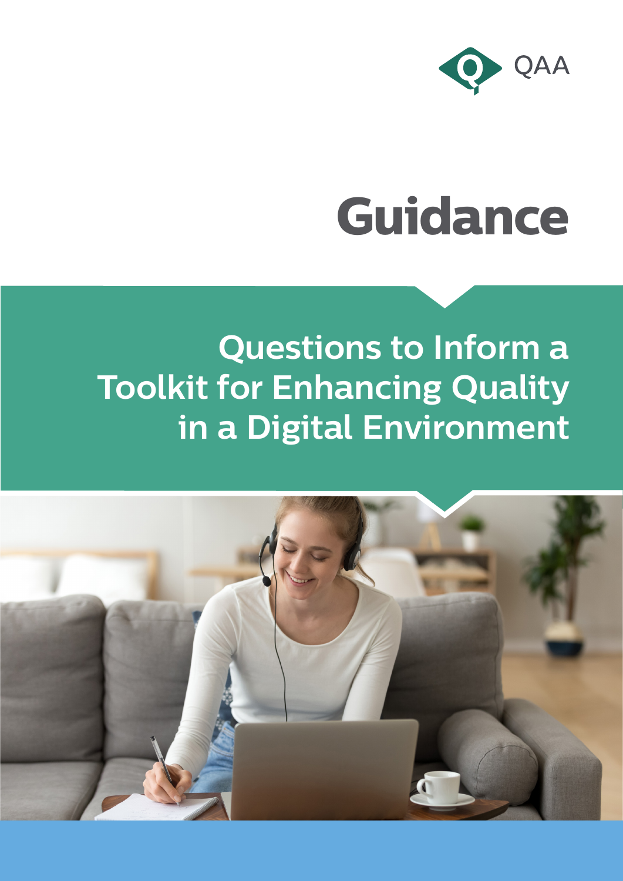QAA

# Guidance

## Questions to Inform a Toolkit for Enhancing Quality in a Digital Environment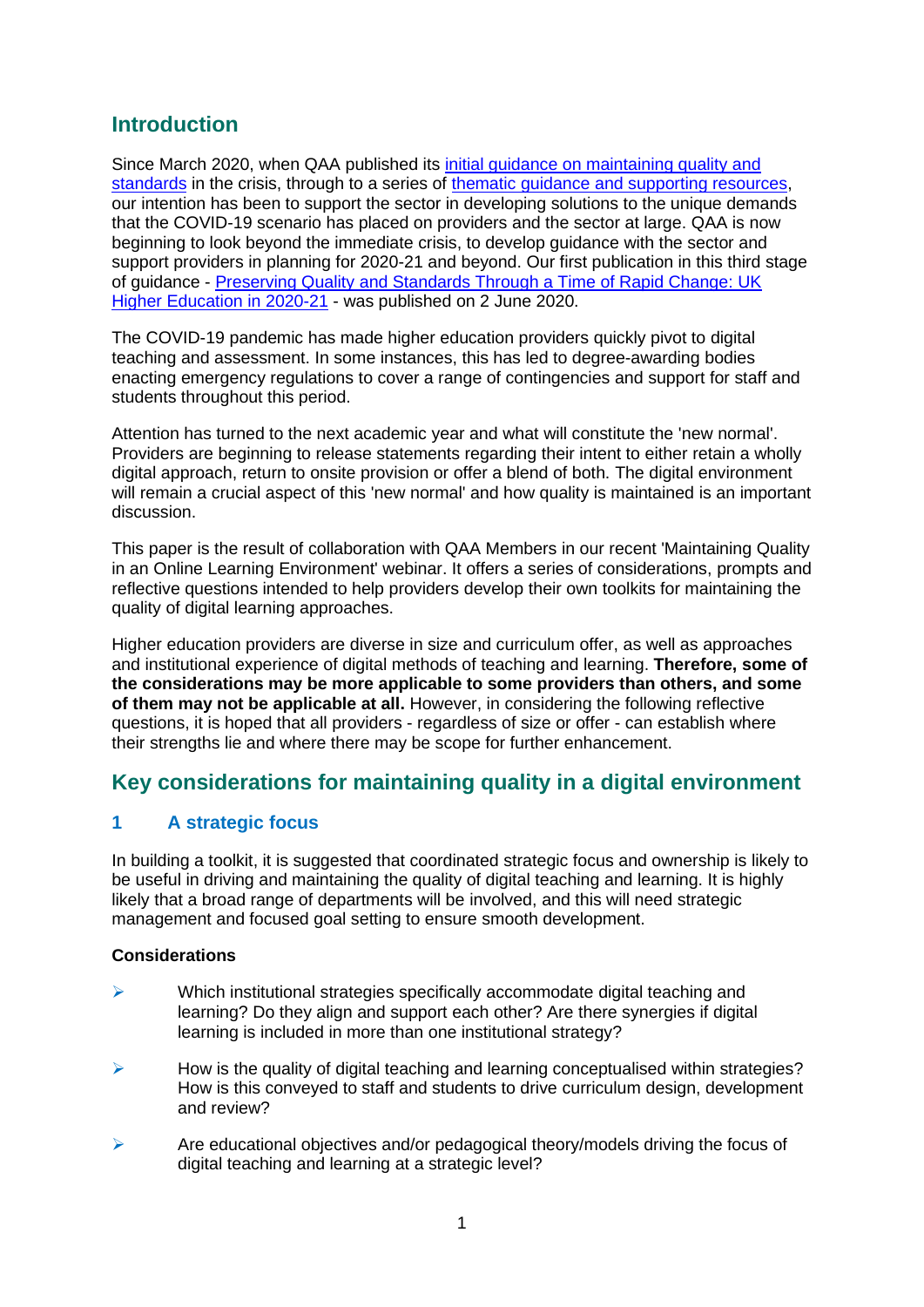## Introduction

Since March 2020, when QAA published its initial guidance on maintaining quality and standards in the crisis, through to a series of thematic guidance and supporting resources, our intention has been to support the sector in developing solutions to the unique demands that the COVID-19 scenario has placed on providers and the sector at large. QAA is now beginning to look beyond the immediate crisis, to develop guidance with the sector and support providers in planning for 2020-21 and beyond. Our first publication in this third stage of guidance - Preserving Quality and Standards Through a Time of Rapid Change: UK Higher Education in 2020-21 - was published on 2 June 2020.

The COVID-19 pandemic has made higher education providers quickly pivot to digital teaching and assessment. In some instances, this has led to degree-awarding bodies enacting emergency regulations to cover a range of contingencies and support for staff and students throughout this period.

Attention has turned to the next academic year and what will constitute the 'new normal'. Providers are beginning to release statements regarding their intent to either retain a wholly digital approach, return to onsite provision or offer a blend of both. The digital environment will remain a crucial aspect of this 'new normal' and how quality is maintained is an important discussion.

This paper is the result of collaboration with QAA Members in our recent 'Maintaining Quality in an Online Learning Environment' webinar. It offers a series of considerations, prompts and reflective questions intended to help providers develop their own toolkits for maintaining the quality of digital learning approaches.

Higher education providers are diverse in size and curriculum offer, as well as approaches and institutional experience of digital methods of teaching and learning. **Therefore, some of the considerations may be more applicable to some providers than others, and some of them may not be applicable at all.** However, in considering the following reflective questions, it is hoped that all providers - regardless of size or offer - can establish where their strengths lie and where there may be scope for further enhancement.

## Key considerations for maintaining quality in a digital environment

### 1 A strategic focus

In building a toolkit, it is suggested that coordinated strategic focus and ownership is likely to be useful in driving and maintaining the quality of digital teaching and learning. It is highly likely that a broad range of departments will be involved, and this will need strategic management and focused goal setting to ensure smooth development.

**Considerations**

- Which institutional strategies specifically accommodate digital teaching and learning? Do they align and support each other? Are there synergies if digital learning is included in more than one institutional strategy?
- How is the quality of digital teaching and learning conceptualised within strategies? How is this conveyed to staff and students to drive curriculum design, development and review?
- Are educational objectives and/or pedagogical theory/models driving the focus of digital teaching and learning at a strategic level?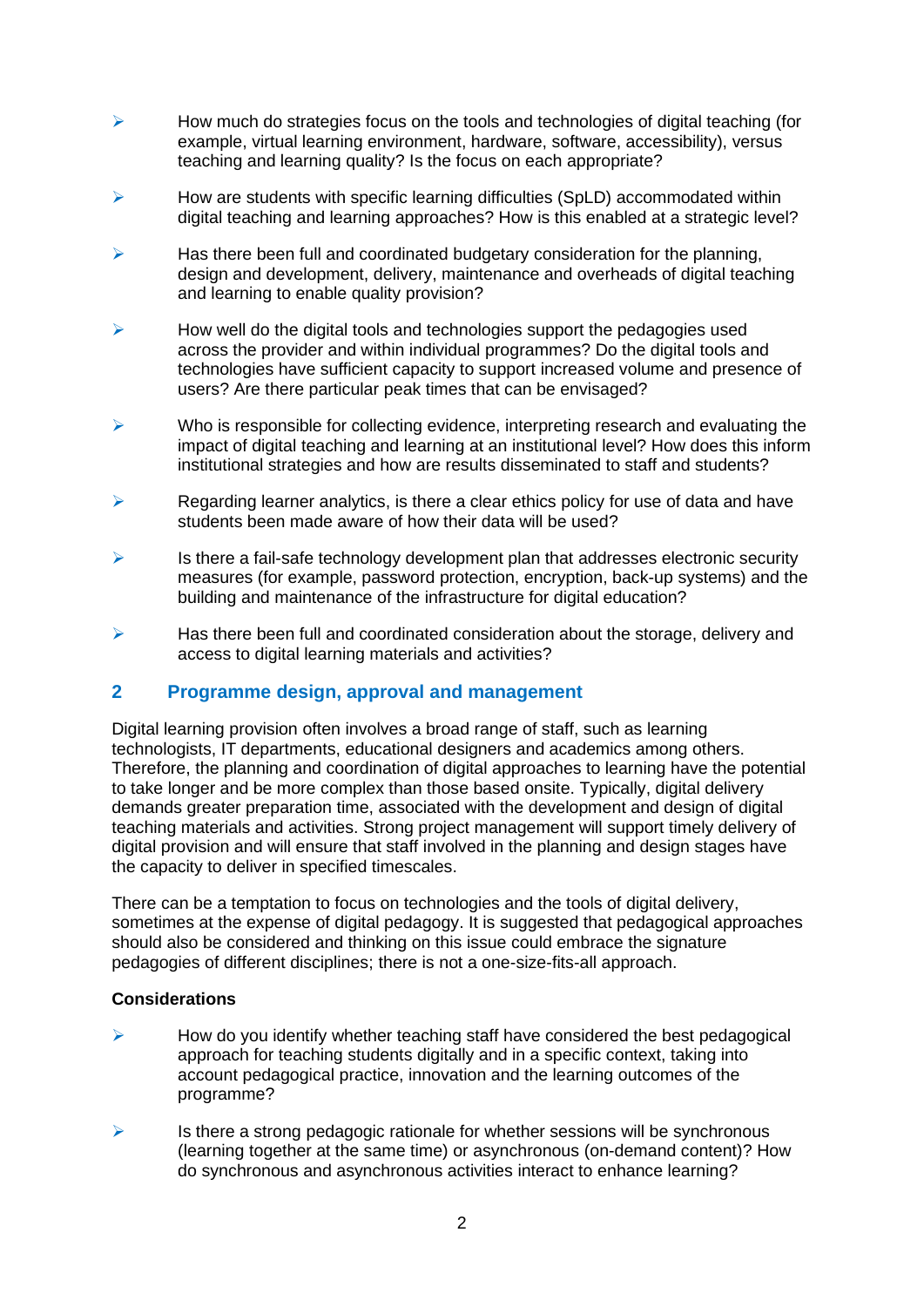- How much do strategies focus on the tools and technologies of digital teaching (for example, virtual learning environment, hardware, software, accessibility), versus teaching and learning quality? Is the focus on each appropriate?
- How are students with specific learning difficulties (SpLD) accommodated within digital teaching and learning approaches? How is this enabled at a strategic level?
- Has there been full and coordinated budgetary consideration for the planning, design and development, delivery, maintenance and overheads of digital teaching and learning to enable quality provision?
- How well do the digital tools and technologies support the pedagogies used across the provider and within individual programmes? Do the digital tools and technologies have sufficient capacity to support increased volume and presence of users? Are there particular peak times that can be envisaged?
- Who is responsible for collecting evidence, interpreting research and evaluating the impact of digital teaching and learning at an institutional level? How does this inform institutional strategies and how are results disseminated to staff and students?
- Regarding learner analytics, is there a clear ethics policy for use of data and have students been made aware of how their data will be used?
- Is there a fail-safe technology development plan that addresses electronic security measures (for example, password protection, encryption, back-up systems) and the building and maintenance of the infrastructure for digital education?
- Has there been full and coordinated consideration about the storage, delivery and access to digital learning materials and activities?

## 2 Programme design, approval and management

Digital learning provision often involves a broad range of staff, such as learning technologists, IT departments, educational designers and academics among others. Therefore, the planning and coordination of digital approaches to learning have the potential to take longer and be more complex than those based onsite. Typically, digital delivery demands greater preparation time, associated with the development and design of digital teaching materials and activities. Strong project management will support timely delivery of digital provision and will ensure that staff involved in the planning and design stages have the capacity to deliver in specified timescales.

There can be a temptation to focus on technologies and the tools of digital delivery, sometimes at the expense of digital pedagogy. It is suggested that pedagogical approaches should also be considered and thinking on this issue could embrace the signature pedagogies of different disciplines; there is not a one-size-fits-all approach.

**Considerations**

- How do you identify whether teaching staff have considered the best pedagogical approach for teaching students digitally and in a specific context, taking into account pedagogical practice, innovation and the learning outcomes of the programme?
- Is there a strong pedagogic rationale for whether sessions will be synchronous (learning together at the same time) or asynchronous (on-demand content)? How do synchronous and asynchronous activities interact to enhance learning?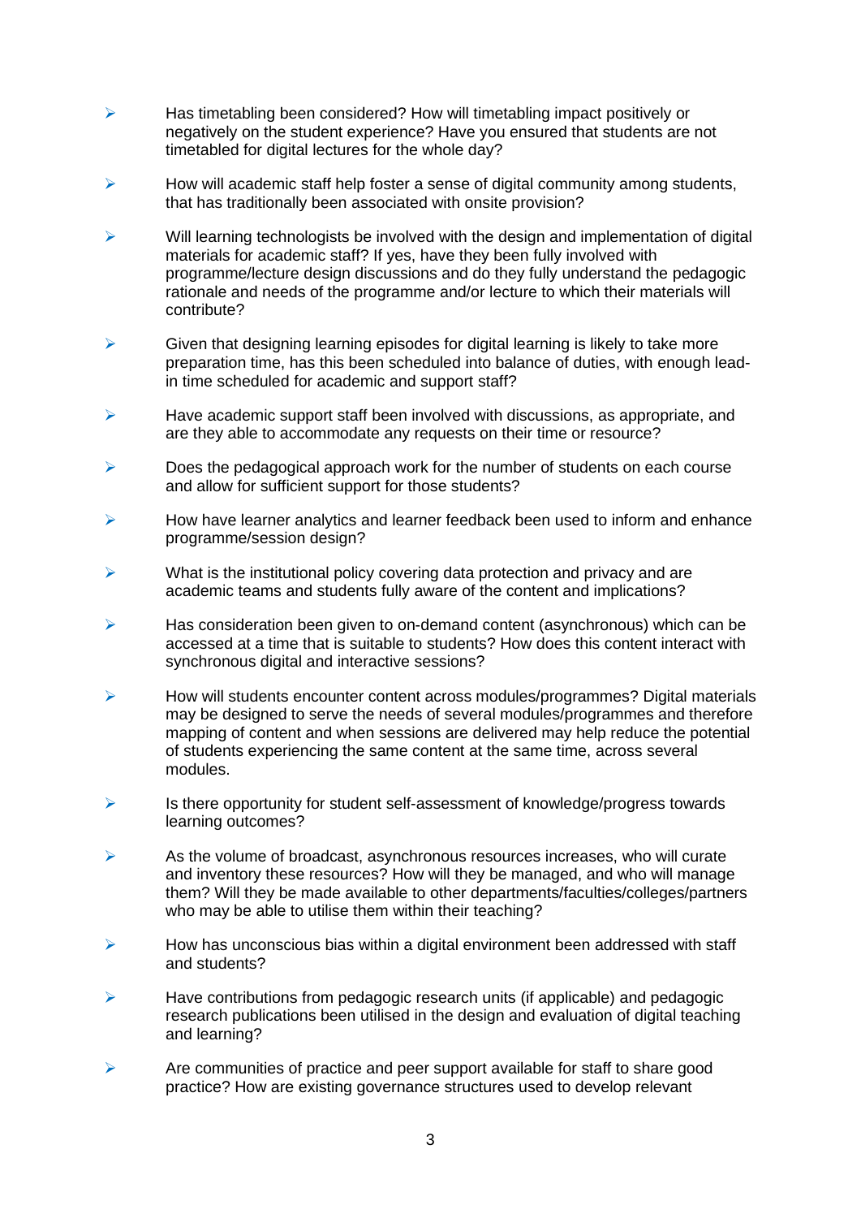- Has timetabling been considered? How will timetabling impact positively or negatively on the student experience? Have you ensured that students are not timetabled for digital lectures for the whole day?

- How will academic staff help foster a sense of digital community among students, that has traditionally been associated with onsite provision?

- Will learning technologists be involved with the design and implementation of digital materials for academic staff? If yes, have they been fully involved with programme/lecture design discussions and do they fully understand the pedagogic rationale and needs of the programme and/or lecture to which their materials will contribute?

- Given that designing learning episodes for digital learning is likely to take more preparation time, has this been scheduled into balance of duties, with enough lead-in time scheduled for academic and support staff?

- Have academic support staff been involved with discussions, as appropriate, and are they able to accommodate any requests on their time or resource?

- Does the pedagogical approach work for the number of students on each course and allow for sufficient support for those students?

- How have learner analytics and learner feedback been used to inform and enhance programme/session design?

- What is the institutional policy covering data protection and privacy and are academic teams and students fully aware of the content and implications?

- Has consideration been given to on-demand content (asynchronous) which can be accessed at a time that is suitable to students? How does this content interact with synchronous digital and interactive sessions?

- How will students encounter content across modules/programmes? Digital materials may be designed to serve the needs of several modules/programmes and therefore mapping of content and when sessions are delivered may help reduce the potential of students experiencing the same content at the same time, across several modules.

- Is there opportunity for student self-assessment of knowledge/progress towards learning outcomes?

- As the volume of broadcast, asynchronous resources increases, who will curate and inventory these resources? How will they be managed, and who will manage them? Will they be made available to other departments/faculties/colleges/partners who may be able to utilise them within their teaching?

- How has unconscious bias within a digital environment been addressed with staff and students?

- Have contributions from pedagogic research units (if applicable) and pedagogic research publications been utilised in the design and evaluation of digital teaching and learning?

- Are communities of practice and peer support available for staff to share good practice? How are existing governance structures used to develop relevant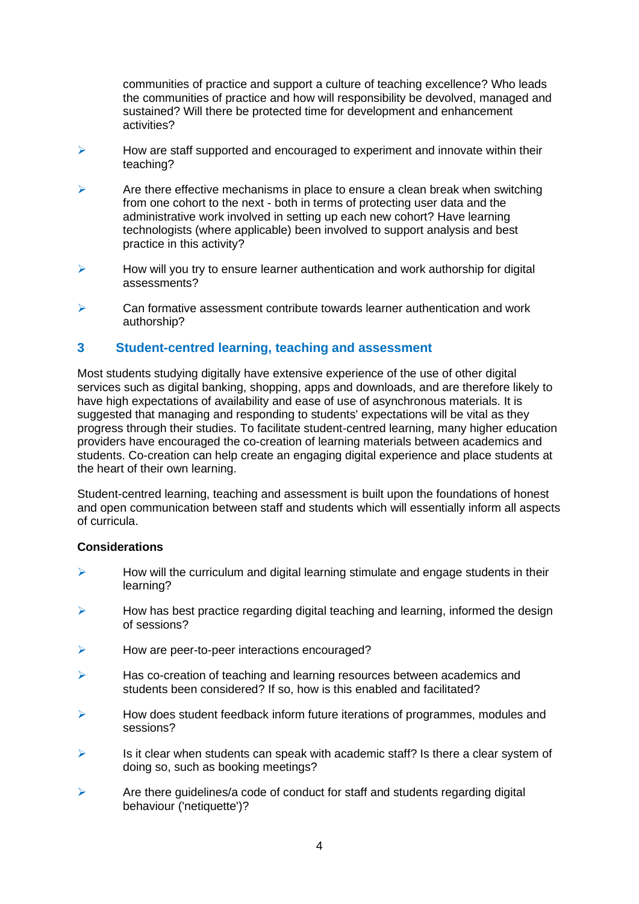communities of practice and support a culture of teaching excellence? Who leads the communities of practice and how will responsibility be devolved, managed and sustained? Will there be protected time for development and enhancement activities?

- How are staff supported and encouraged to experiment and innovate within their teaching?
- Are there effective mechanisms in place to ensure a clean break when switching from one cohort to the next - both in terms of protecting user data and the administrative work involved in setting up each new cohort? Have learning technologists (where applicable) been involved to support analysis and best practice in this activity?
- How will you try to ensure learner authentication and work authorship for digital assessments?
- Can formative assessment contribute towards learner authentication and work authorship?

## 3 Student-centred learning, teaching and assessment

Most students studying digitally have extensive experience of the use of other digital services such as digital banking, shopping, apps and downloads, and are therefore likely to have high expectations of availability and ease of use of asynchronous materials. It is suggested that managing and responding to students' expectations will be vital as they progress through their studies. To facilitate student-centred learning, many higher education providers have encouraged the co-creation of learning materials between academics and students. Co-creation can help create an engaging digital experience and place students at the heart of their own learning.

Student-centred learning, teaching and assessment is built upon the foundations of honest and open communication between staff and students which will essentially inform all aspects of curricula.

**Considerations**

- How will the curriculum and digital learning stimulate and engage students in their learning?
- How has best practice regarding digital teaching and learning, informed the design of sessions?
- How are peer-to-peer interactions encouraged?
- Has co-creation of teaching and learning resources between academics and students been considered? If so, how is this enabled and facilitated?
- How does student feedback inform future iterations of programmes, modules and sessions?
- Is it clear when students can speak with academic staff? Is there a clear system of doing so, such as booking meetings?
- Are there guidelines/a code of conduct for staff and students regarding digital behaviour ('netiquette')?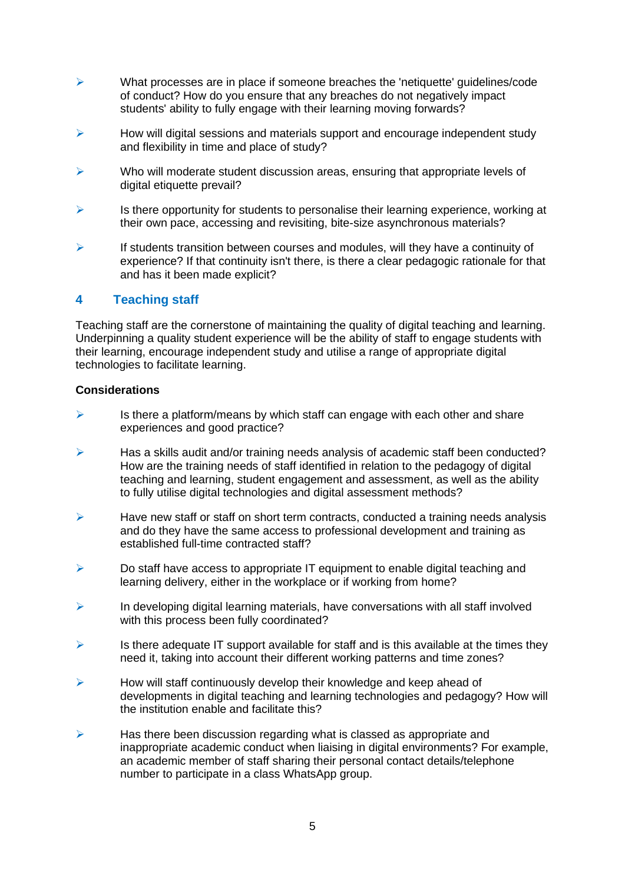- What processes are in place if someone breaches the 'netiquette' guidelines/code of conduct? How do you ensure that any breaches do not negatively impact students' ability to fully engage with their learning moving forwards?
- How will digital sessions and materials support and encourage independent study and flexibility in time and place of study?
- Who will moderate student discussion areas, ensuring that appropriate levels of digital etiquette prevail?
- Is there opportunity for students to personalise their learning experience, working at their own pace, accessing and revisiting, bite-size asynchronous materials?
- If students transition between courses and modules, will they have a continuity of experience? If that continuity isn't there, is there a clear pedagogic rationale for that and has it been made explicit?

## 4 Teaching staff

Teaching staff are the cornerstone of maintaining the quality of digital teaching and learning. Underpinning a quality student experience will be the ability of staff to engage students with their learning, encourage independent study and utilise a range of appropriate digital technologies to facilitate learning.

**Considerations**

- Is there a platform/means by which staff can engage with each other and share experiences and good practice?
- Has a skills audit and/or training needs analysis of academic staff been conducted? How are the training needs of staff identified in relation to the pedagogy of digital teaching and learning, student engagement and assessment, as well as the ability to fully utilise digital technologies and digital assessment methods?
- Have new staff or staff on short term contracts, conducted a training needs analysis and do they have the same access to professional development and training as established full-time contracted staff?
- Do staff have access to appropriate IT equipment to enable digital teaching and learning delivery, either in the workplace or if working from home?
- In developing digital learning materials, have conversations with all staff involved with this process been fully coordinated?
- Is there adequate IT support available for staff and is this available at the times they need it, taking into account their different working patterns and time zones?
- How will staff continuously develop their knowledge and keep ahead of developments in digital teaching and learning technologies and pedagogy? How will the institution enable and facilitate this?
- Has there been discussion regarding what is classed as appropriate and inappropriate academic conduct when liaising in digital environments? For example, an academic member of staff sharing their personal contact details/telephone number to participate in a class WhatsApp group.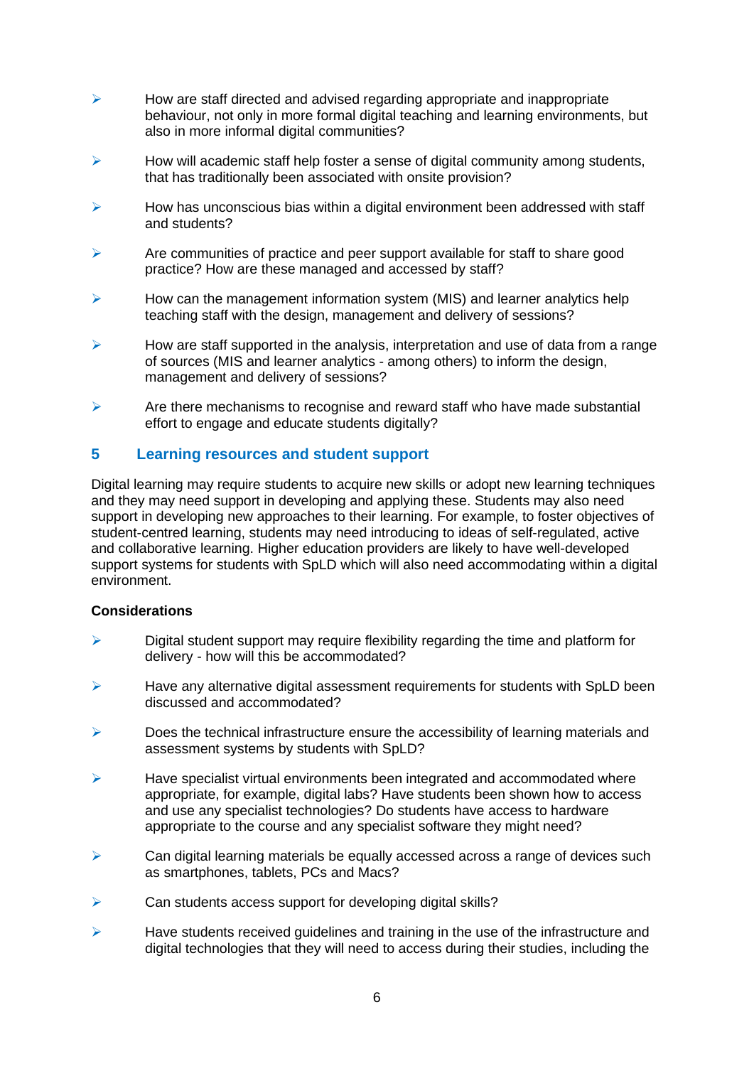- How are staff directed and advised regarding appropriate and inappropriate behaviour, not only in more formal digital teaching and learning environments, but also in more informal digital communities?
- How will academic staff help foster a sense of digital community among students, that has traditionally been associated with onsite provision?
- How has unconscious bias within a digital environment been addressed with staff and students?
- Are communities of practice and peer support available for staff to share good practice? How are these managed and accessed by staff?
- How can the management information system (MIS) and learner analytics help teaching staff with the design, management and delivery of sessions?
- How are staff supported in the analysis, interpretation and use of data from a range of sources (MIS and learner analytics - among others) to inform the design, management and delivery of sessions?
- Are there mechanisms to recognise and reward staff who have made substantial effort to engage and educate students digitally?

## 5 Learning resources and student support

Digital learning may require students to acquire new skills or adopt new learning techniques and they may need support in developing and applying these. Students may also need support in developing new approaches to their learning. For example, to foster objectives of student-centred learning, students may need introducing to ideas of self-regulated, active and collaborative learning. Higher education providers are likely to have well-developed support systems for students with SpLD which will also need accommodating within a digital environment.

**Considerations**

- Digital student support may require flexibility regarding the time and platform for delivery - how will this be accommodated?
- Have any alternative digital assessment requirements for students with SpLD been discussed and accommodated?
- Does the technical infrastructure ensure the accessibility of learning materials and assessment systems by students with SpLD?
- Have specialist virtual environments been integrated and accommodated where appropriate, for example, digital labs? Have students been shown how to access and use any specialist technologies? Do students have access to hardware appropriate to the course and any specialist software they might need?
- Can digital learning materials be equally accessed across a range of devices such as smartphones, tablets, PCs and Macs?
- Can students access support for developing digital skills?
- Have students received guidelines and training in the use of the infrastructure and digital technologies that they will need to access during their studies, including the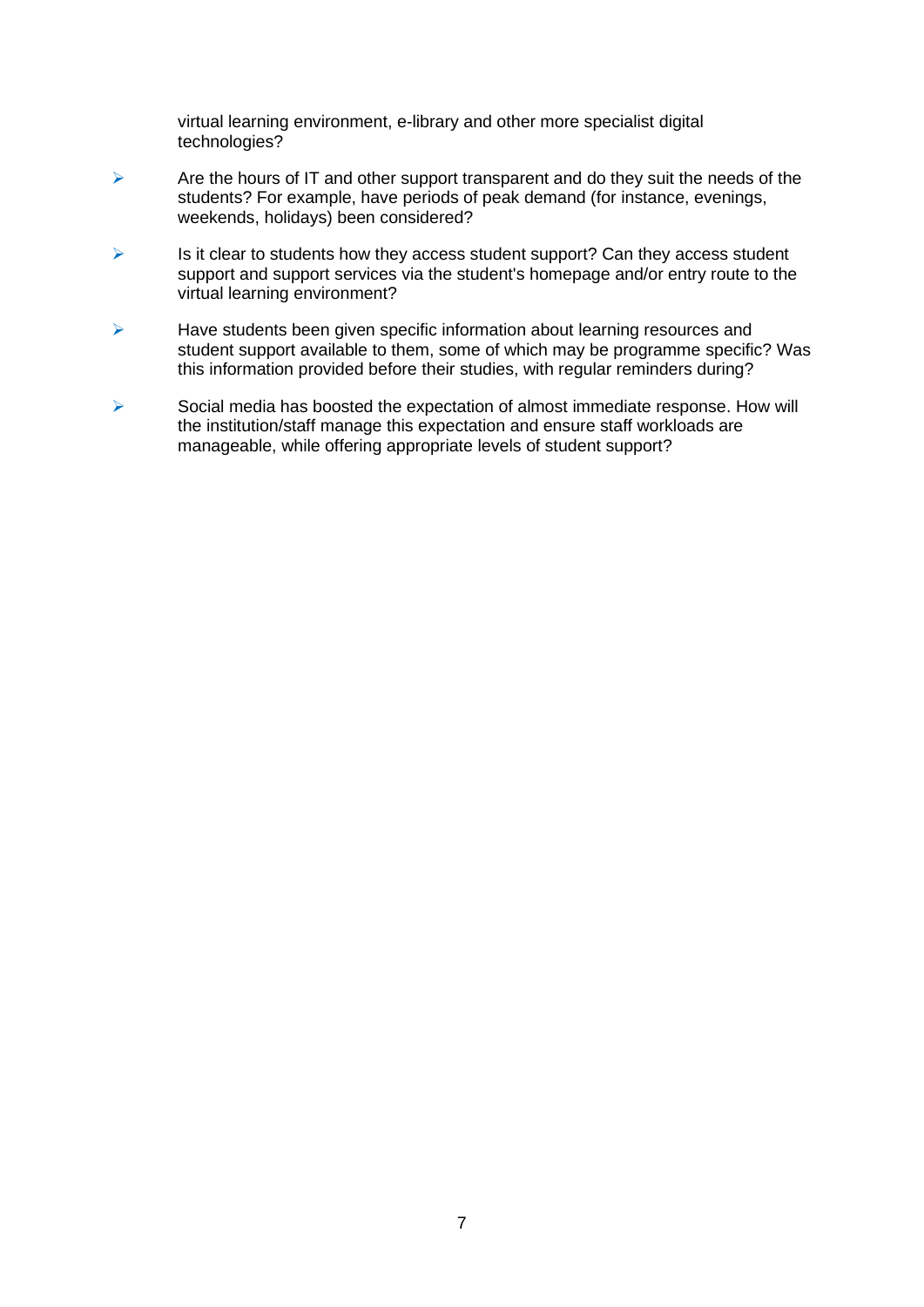virtual learning environment, e-library and other more specialist digital technologies?

- Are the hours of IT and other support transparent and do they suit the needs of the students? For example, have periods of peak demand (for instance, evenings, weekends, holidays) been considered?
- Is it clear to students how they access student support? Can they access student support and support services via the student's homepage and/or entry route to the virtual learning environment?
- Have students been given specific information about learning resources and student support available to them, some of which may be programme specific? Was this information provided before their studies, with regular reminders during?
- Social media has boosted the expectation of almost immediate response. How will the institution/staff manage this expectation and ensure staff workloads are manageable, while offering appropriate levels of student support?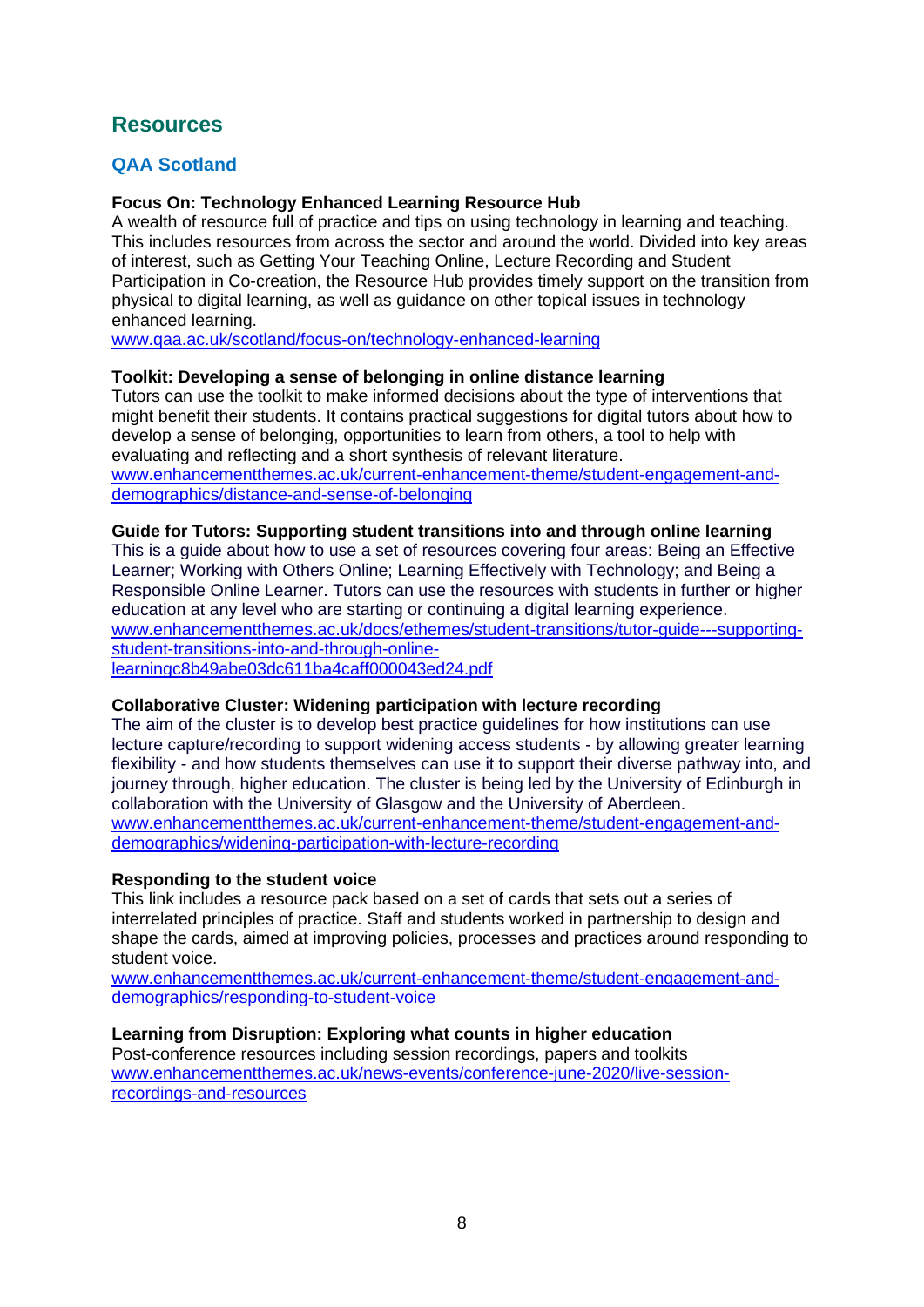## Resources

### QAA Scotland

**Focus On: Technology Enhanced Learning Resource Hub**
A wealth of resource full of practice and tips on using technology in learning and teaching. This includes resources from across the sector and around the world. Divided into key areas of interest, such as Getting Your Teaching Online, Lecture Recording and Student Participation in Co-creation, the Resource Hub provides timely support on the transition from physical to digital learning, as well as guidance on other topical issues in technology enhanced learning.
[www.qaa.ac.uk/scotland/focus-on/technology-enhanced-learning](www.qaa.ac.uk/scotland/focus-on/technology-enhanced-learning)

**Toolkit: Developing a sense of belonging in online distance learning**
Tutors can use the toolkit to make informed decisions about the type of interventions that might benefit their students. It contains practical suggestions for digital tutors about how to develop a sense of belonging, opportunities to learn from others, a tool to help with evaluating and reflecting and a short synthesis of relevant literature.
[www.enhancementthemes.ac.uk/current-enhancement-theme/student-engagement-and-demographics/distance-and-sense-of-belonging](www.enhancementthemes.ac.uk/current-enhancement-theme/student-engagement-and-demographics/distance-and-sense-of-belonging)

**Guide for Tutors: Supporting student transitions into and through online learning**
This is a guide about how to use a set of resources covering four areas: Being an Effective Learner; Working with Others Online; Learning Effectively with Technology; and Being a Responsible Online Learner. Tutors can use the resources with students in further or higher education at any level who are starting or continuing a digital learning experience.
[www.enhancementthemes.ac.uk/docs/ethemes/student-transitions/tutor-guide---supporting-student-transitions-into-and-through-online-learningc8b49abe03dc611ba4caff000043ed24.pdf](www.enhancementthemes.ac.uk/docs/ethemes/student-transitions/tutor-guide---supporting-student-transitions-into-and-through-online-learningc8b49abe03dc611ba4caff000043ed24.pdf)

**Collaborative Cluster: Widening participation with lecture recording**
The aim of the cluster is to develop best practice guidelines for how institutions can use lecture capture/recording to support widening access students - by allowing greater learning flexibility - and how students themselves can use it to support their diverse pathway into, and journey through, higher education. The cluster is being led by the University of Edinburgh in collaboration with the University of Glasgow and the University of Aberdeen.
[www.enhancementthemes.ac.uk/current-enhancement-theme/student-engagement-and-demographics/widening-participation-with-lecture-recording](www.enhancementthemes.ac.uk/current-enhancement-theme/student-engagement-and-demographics/widening-participation-with-lecture-recording)

**Responding to the student voice**
This link includes a resource pack based on a set of cards that sets out a series of interrelated principles of practice. Staff and students worked in partnership to design and shape the cards, aimed at improving policies, processes and practices around responding to student voice.
[www.enhancementthemes.ac.uk/current-enhancement-theme/student-engagement-and-demographics/responding-to-student-voice](www.enhancementthemes.ac.uk/current-enhancement-theme/student-engagement-and-demographics/responding-to-student-voice)

**Learning from Disruption: Exploring what counts in higher education**
Post-conference resources including session recordings, papers and toolkits
[www.enhancementthemes.ac.uk/news-events/conference-june-2020/live-session-recordings-and-resources](www.enhancementthemes.ac.uk/news-events/conference-june-2020/live-session-recordings-and-resources)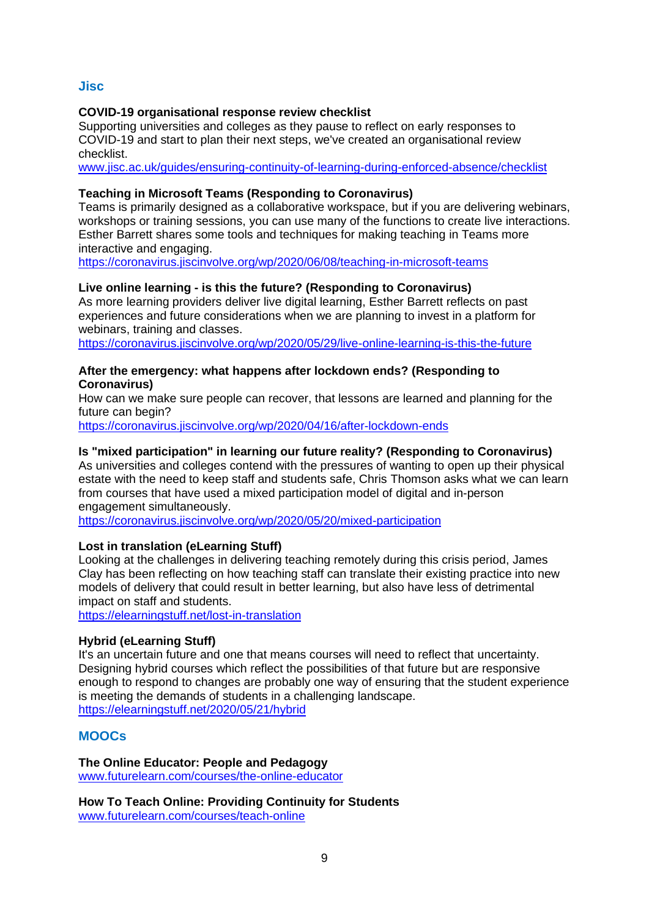## Jisc

**COVID-19 organisational response review checklist**
Supporting universities and colleges as they pause to reflect on early responses to COVID-19 and start to plan their next steps, we've created an organisational review checklist.
www.jisc.ac.uk/guides/ensuring-continuity-of-learning-during-enforced-absence/checklist

**Teaching in Microsoft Teams (Responding to Coronavirus)**
Teams is primarily designed as a collaborative workspace, but if you are delivering webinars, workshops or training sessions, you can use many of the functions to create live interactions. Esther Barrett shares some tools and techniques for making teaching in Teams more interactive and engaging.
https://coronavirus.jiscinvolve.org/wp/2020/06/08/teaching-in-microsoft-teams

**Live online learning - is this the future? (Responding to Coronavirus)**
As more learning providers deliver live digital learning, Esther Barrett reflects on past experiences and future considerations when we are planning to invest in a platform for webinars, training and classes.
https://coronavirus.jiscinvolve.org/wp/2020/05/29/live-online-learning-is-this-the-future

**After the emergency: what happens after lockdown ends? (Responding to Coronavirus)**
How can we make sure people can recover, that lessons are learned and planning for the future can begin?
https://coronavirus.jiscinvolve.org/wp/2020/04/16/after-lockdown-ends

**Is "mixed participation" in learning our future reality? (Responding to Coronavirus)**
As universities and colleges contend with the pressures of wanting to open up their physical estate with the need to keep staff and students safe, Chris Thomson asks what we can learn from courses that have used a mixed participation model of digital and in-person engagement simultaneously.
https://coronavirus.jiscinvolve.org/wp/2020/05/20/mixed-participation

**Lost in translation (eLearning Stuff)**
Looking at the challenges in delivering teaching remotely during this crisis period, James Clay has been reflecting on how teaching staff can translate their existing practice into new models of delivery that could result in better learning, but also have less of detrimental impact on staff and students.
https://elearningstuff.net/lost-in-translation

**Hybrid (eLearning Stuff)**
It's an uncertain future and one that means courses will need to reflect that uncertainty. Designing hybrid courses which reflect the possibilities of that future but are responsive enough to respond to changes are probably one way of ensuring that the student experience is meeting the demands of students in a challenging landscape.
https://elearningstuff.net/2020/05/21/hybrid

## MOOCs

**The Online Educator: People and Pedagogy**
www.futurelearn.com/courses/the-online-educator

**How To Teach Online: Providing Continuity for Students**
www.futurelearn.com/courses/teach-online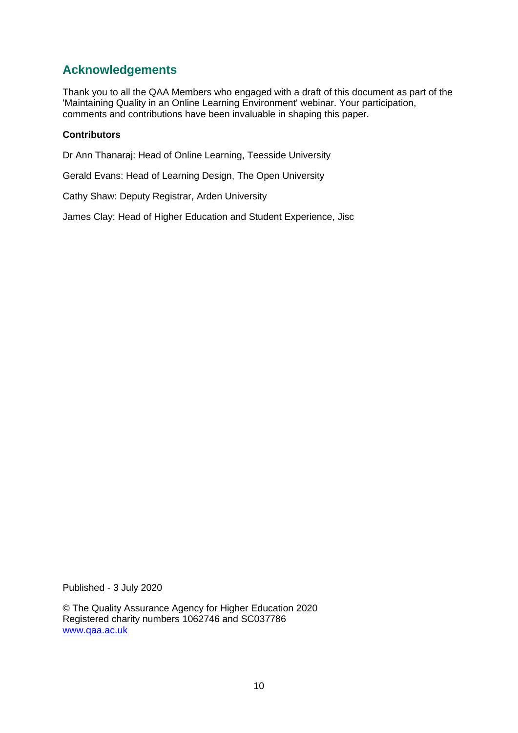## Acknowledgements

Thank you to all the QAA Members who engaged with a draft of this document as part of the 'Maintaining Quality in an Online Learning Environment' webinar. Your participation, comments and contributions have been invaluable in shaping this paper.

**Contributors**

Dr Ann Thanaraj: Head of Online Learning, Teesside University

Gerald Evans: Head of Learning Design, The Open University

Cathy Shaw: Deputy Registrar, Arden University

James Clay: Head of Higher Education and Student Experience, Jisc

Published - 3 July 2020

© The Quality Assurance Agency for Higher Education 2020
Registered charity numbers 1062746 and SC037786
www.qaa.ac.uk